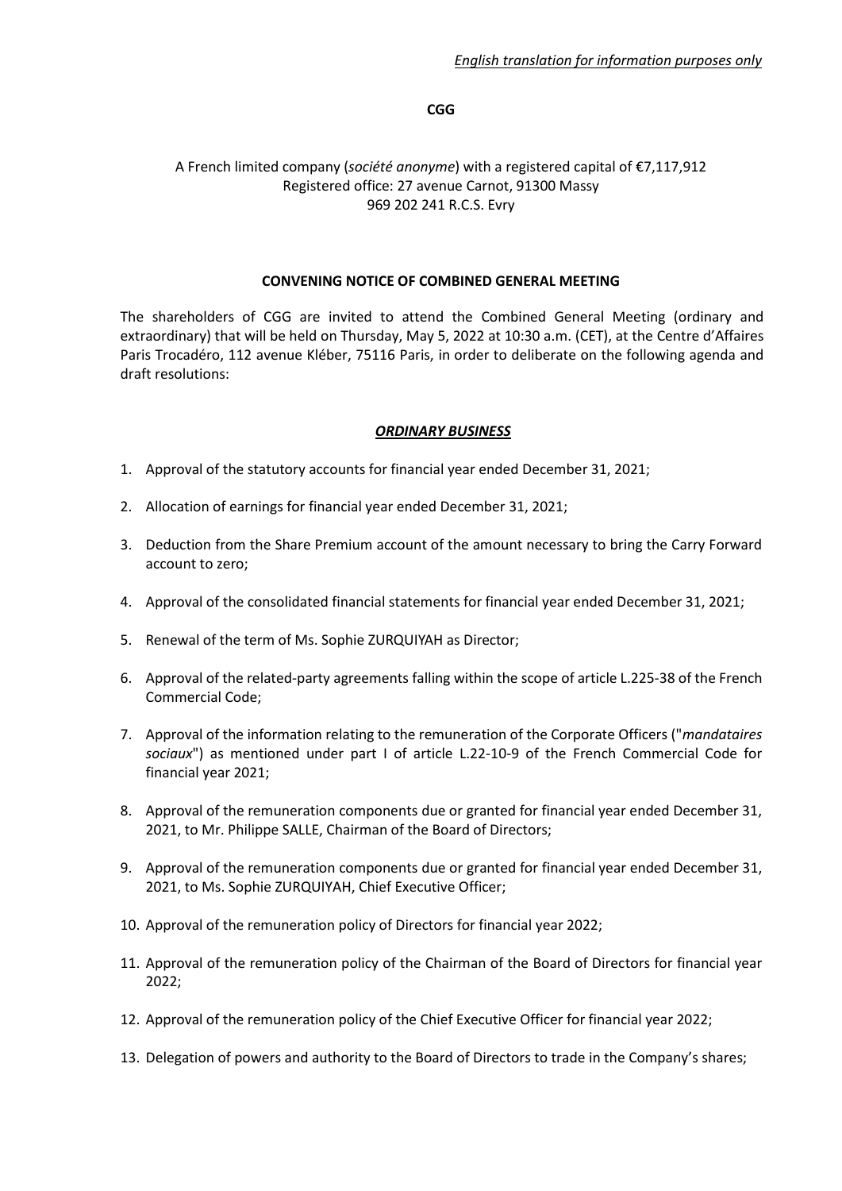*English translation for information purposes only*

**CGG**

A French limited company (*société anonyme*) with a registered capital of €7,117,912
Registered office: 27 avenue Carnot, 91300 Massy
969 202 241 R.C.S. Evry

**CONVENING NOTICE OF COMBINED GENERAL MEETING**

The shareholders of CGG are invited to attend the Combined General Meeting (ordinary and extraordinary) that will be held on Thursday, May 5, 2022 at 10:30 a.m. (CET), at the Centre d'Affaires Paris Trocadéro, 112 avenue Kléber, 75116 Paris, in order to deliberate on the following agenda and draft resolutions:

***ORDINARY BUSINESS***

1. Approval of the statutory accounts for financial year ended December 31, 2021;
2. Allocation of earnings for financial year ended December 31, 2021;
3. Deduction from the Share Premium account of the amount necessary to bring the Carry Forward account to zero;
4. Approval of the consolidated financial statements for financial year ended December 31, 2021;
5. Renewal of the term of Ms. Sophie ZURQUIYAH as Director;
6. Approval of the related-party agreements falling within the scope of article L.225-38 of the French Commercial Code;
7. Approval of the information relating to the remuneration of the Corporate Officers ("*mandataires sociaux*") as mentioned under part I of article L.22-10-9 of the French Commercial Code for financial year 2021;
8. Approval of the remuneration components due or granted for financial year ended December 31, 2021, to Mr. Philippe SALLE, Chairman of the Board of Directors;
9. Approval of the remuneration components due or granted for financial year ended December 31, 2021, to Ms. Sophie ZURQUIYAH, Chief Executive Officer;
10. Approval of the remuneration policy of Directors for financial year 2022;
11. Approval of the remuneration policy of the Chairman of the Board of Directors for financial year 2022;
12. Approval of the remuneration policy of the Chief Executive Officer for financial year 2022;
13. Delegation of powers and authority to the Board of Directors to trade in the Company's shares;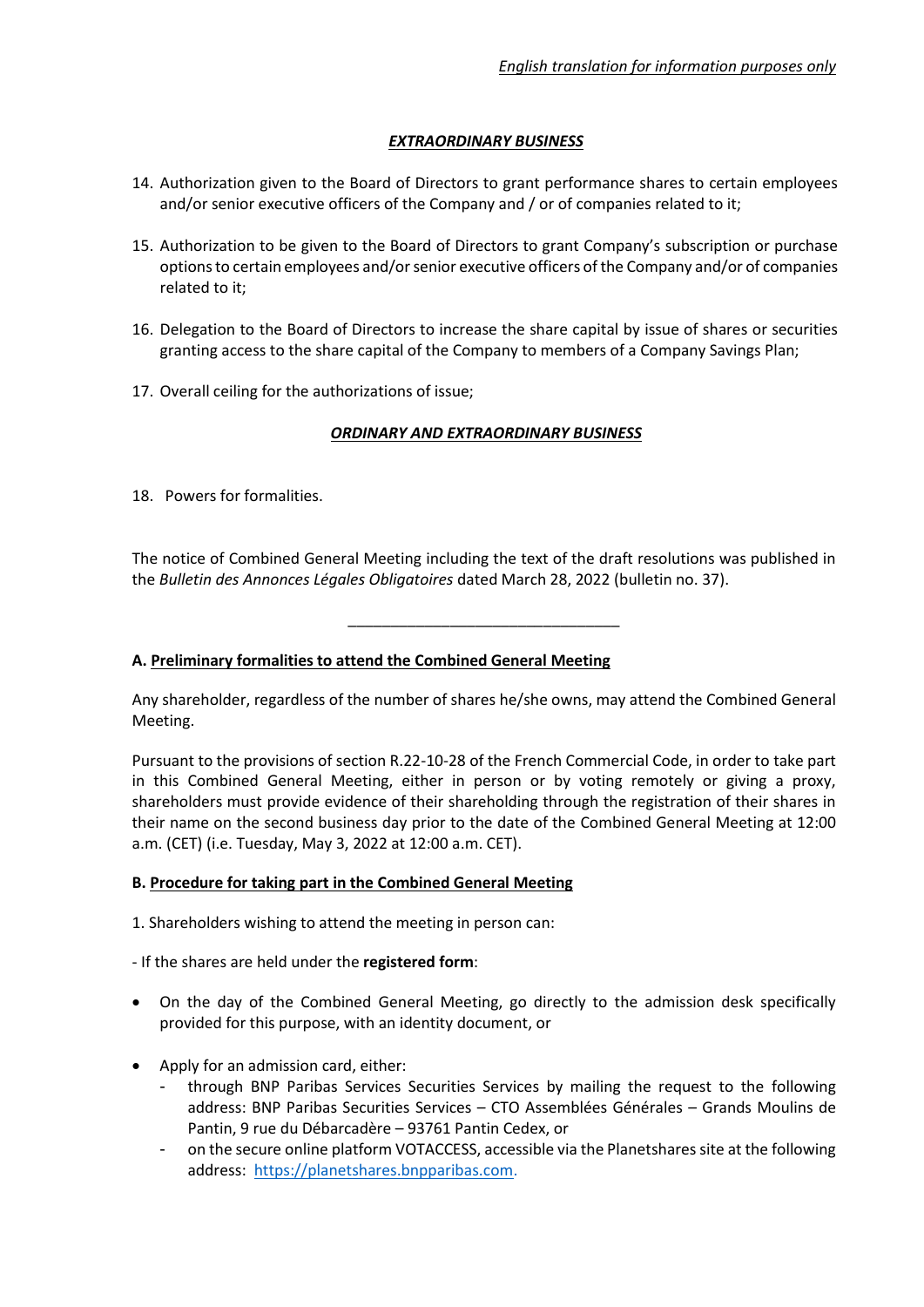*English translation for information purposes only*

### ***EXTRAORDINARY BUSINESS***

14. Authorization given to the Board of Directors to grant performance shares to certain employees and/or senior executive officers of the Company and / or of companies related to it;

15. Authorization to be given to the Board of Directors to grant Company's subscription or purchase options to certain employees and/or senior executive officers of the Company and/or of companies related to it;

16. Delegation to the Board of Directors to increase the share capital by issue of shares or securities granting access to the share capital of the Company to members of a Company Savings Plan;

17. Overall ceiling for the authorizations of issue;

### ***ORDINARY AND EXTRAORDINARY BUSINESS***

18. Powers for formalities.

The notice of Combined General Meeting including the text of the draft resolutions was published in the *Bulletin des Annonces Légales Obligatoires* dated March 28, 2022 (bulletin no. 37).

---

### A. Preliminary formalities to attend the Combined General Meeting

Any shareholder, regardless of the number of shares he/she owns, may attend the Combined General Meeting.

Pursuant to the provisions of section R.22-10-28 of the French Commercial Code, in order to take part in this Combined General Meeting, either in person or by voting remotely or giving a proxy, shareholders must provide evidence of their shareholding through the registration of their shares in their name on the second business day prior to the date of the Combined General Meeting at 12:00 a.m. (CET) (i.e. Tuesday, May 3, 2022 at 12:00 a.m. CET).

### B. Procedure for taking part in the Combined General Meeting

1. Shareholders wishing to attend the meeting in person can:

- If the shares are held under the **registered form**:

- On the day of the Combined General Meeting, go directly to the admission desk specifically provided for this purpose, with an identity document, or
- Apply for an admission card, either:
  - through BNP Paribas Services Securities Services by mailing the request to the following address: BNP Paribas Securities Services – CTO Assemblées Générales – Grands Moulins de Pantin, 9 rue du Débarcadère – 93761 Pantin Cedex, or
  - on the secure online platform VOTACCESS, accessible via the Planetshares site at the following address: https://planetshares.bnpparibas.com.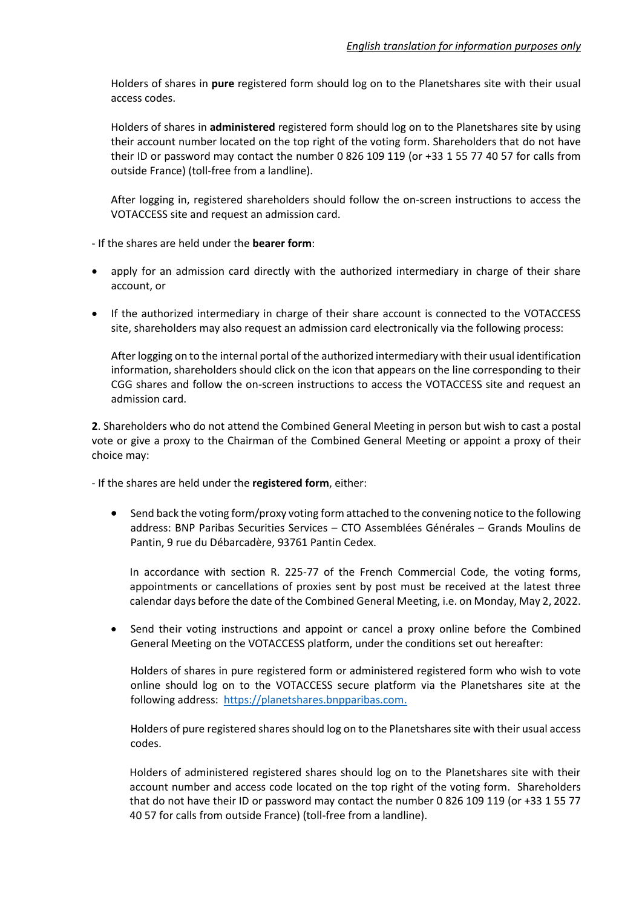Holders of shares in **pure** registered form should log on to the Planetshares site with their usual access codes.

Holders of shares in **administered** registered form should log on to the Planetshares site by using their account number located on the top right of the voting form. Shareholders that do not have their ID or password may contact the number 0 826 109 119 (or +33 1 55 77 40 57 for calls from outside France) (toll-free from a landline).

After logging in, registered shareholders should follow the on-screen instructions to access the VOTACCESS site and request an admission card.

- If the shares are held under the **bearer form**:

- apply for an admission card directly with the authorized intermediary in charge of their share account, or
- If the authorized intermediary in charge of their share account is connected to the VOTACCESS site, shareholders may also request an admission card electronically via the following process:

  After logging on to the internal portal of the authorized intermediary with their usual identification information, shareholders should click on the icon that appears on the line corresponding to their CGG shares and follow the on-screen instructions to access the VOTACCESS site and request an admission card.

**2**. Shareholders who do not attend the Combined General Meeting in person but wish to cast a postal vote or give a proxy to the Chairman of the Combined General Meeting or appoint a proxy of their choice may:

- If the shares are held under the **registered form**, either:

- Send back the voting form/proxy voting form attached to the convening notice to the following address: BNP Paribas Securities Services – CTO Assemblées Générales – Grands Moulins de Pantin, 9 rue du Débarcadère, 93761 Pantin Cedex.

  In accordance with section R. 225-77 of the French Commercial Code, the voting forms, appointments or cancellations of proxies sent by post must be received at the latest three calendar days before the date of the Combined General Meeting, i.e. on Monday, May 2, 2022.

- Send their voting instructions and appoint or cancel a proxy online before the Combined General Meeting on the VOTACCESS platform, under the conditions set out hereafter:

  Holders of shares in pure registered form or administered registered form who wish to vote online should log on to the VOTACCESS secure platform via the Planetshares site at the following address: https://planetshares.bnpparibas.com.

  Holders of pure registered shares should log on to the Planetshares site with their usual access codes.

  Holders of administered registered shares should log on to the Planetshares site with their account number and access code located on the top right of the voting form. Shareholders that do not have their ID or password may contact the number 0 826 109 119 (or +33 1 55 77 40 57 for calls from outside France) (toll-free from a landline).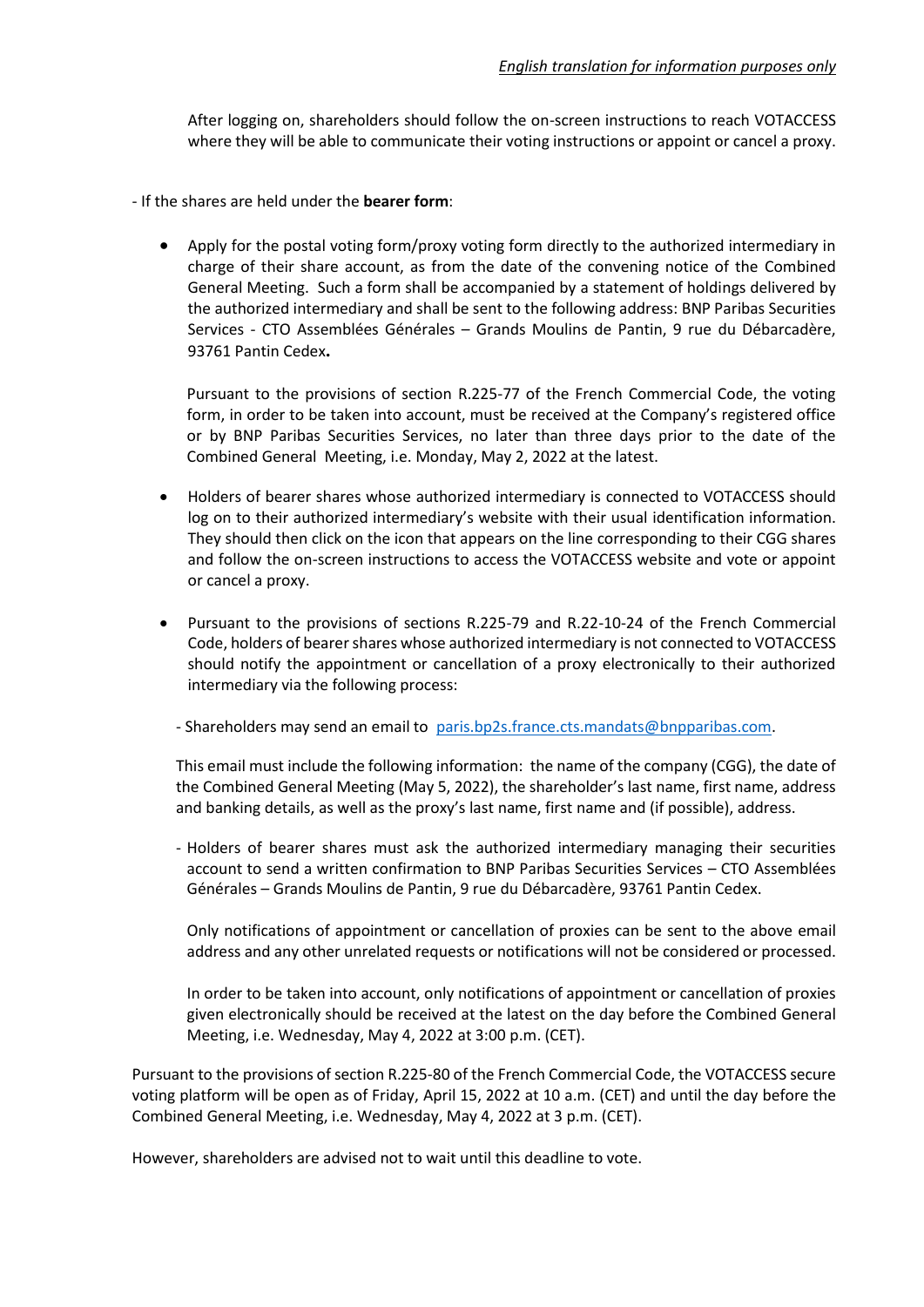After logging on, shareholders should follow the on-screen instructions to reach VOTACCESS where they will be able to communicate their voting instructions or appoint or cancel a proxy.

- If the shares are held under the **bearer form**:

- Apply for the postal voting form/proxy voting form directly to the authorized intermediary in charge of their share account, as from the date of the convening notice of the Combined General Meeting. Such a form shall be accompanied by a statement of holdings delivered by the authorized intermediary and shall be sent to the following address: BNP Paribas Securities Services - CTO Assemblées Générales – Grands Moulins de Pantin, 9 rue du Débarcadère, 93761 Pantin Cedex**.**

  Pursuant to the provisions of section R.225-77 of the French Commercial Code, the voting form, in order to be taken into account, must be received at the Company's registered office or by BNP Paribas Securities Services, no later than three days prior to the date of the Combined General Meeting, i.e. Monday, May 2, 2022 at the latest.

- Holders of bearer shares whose authorized intermediary is connected to VOTACCESS should log on to their authorized intermediary's website with their usual identification information. They should then click on the icon that appears on the line corresponding to their CGG shares and follow the on-screen instructions to access the VOTACCESS website and vote or appoint or cancel a proxy.

- Pursuant to the provisions of sections R.225-79 and R.22-10-24 of the French Commercial Code, holders of bearer shares whose authorized intermediary is not connected to VOTACCESS should notify the appointment or cancellation of a proxy electronically to their authorized intermediary via the following process:

  - Shareholders may send an email to paris.bp2s.france.cts.mandats@bnpparibas.com.

  This email must include the following information: the name of the company (CGG), the date of the Combined General Meeting (May 5, 2022), the shareholder's last name, first name, address and banking details, as well as the proxy's last name, first name and (if possible), address.

  - Holders of bearer shares must ask the authorized intermediary managing their securities account to send a written confirmation to BNP Paribas Securities Services – CTO Assemblées Générales – Grands Moulins de Pantin, 9 rue du Débarcadère, 93761 Pantin Cedex.

  Only notifications of appointment or cancellation of proxies can be sent to the above email address and any other unrelated requests or notifications will not be considered or processed.

  In order to be taken into account, only notifications of appointment or cancellation of proxies given electronically should be received at the latest on the day before the Combined General Meeting, i.e. Wednesday, May 4, 2022 at 3:00 p.m. (CET).

Pursuant to the provisions of section R.225-80 of the French Commercial Code, the VOTACCESS secure voting platform will be open as of Friday, April 15, 2022 at 10 a.m. (CET) and until the day before the Combined General Meeting, i.e. Wednesday, May 4, 2022 at 3 p.m. (CET).

However, shareholders are advised not to wait until this deadline to vote.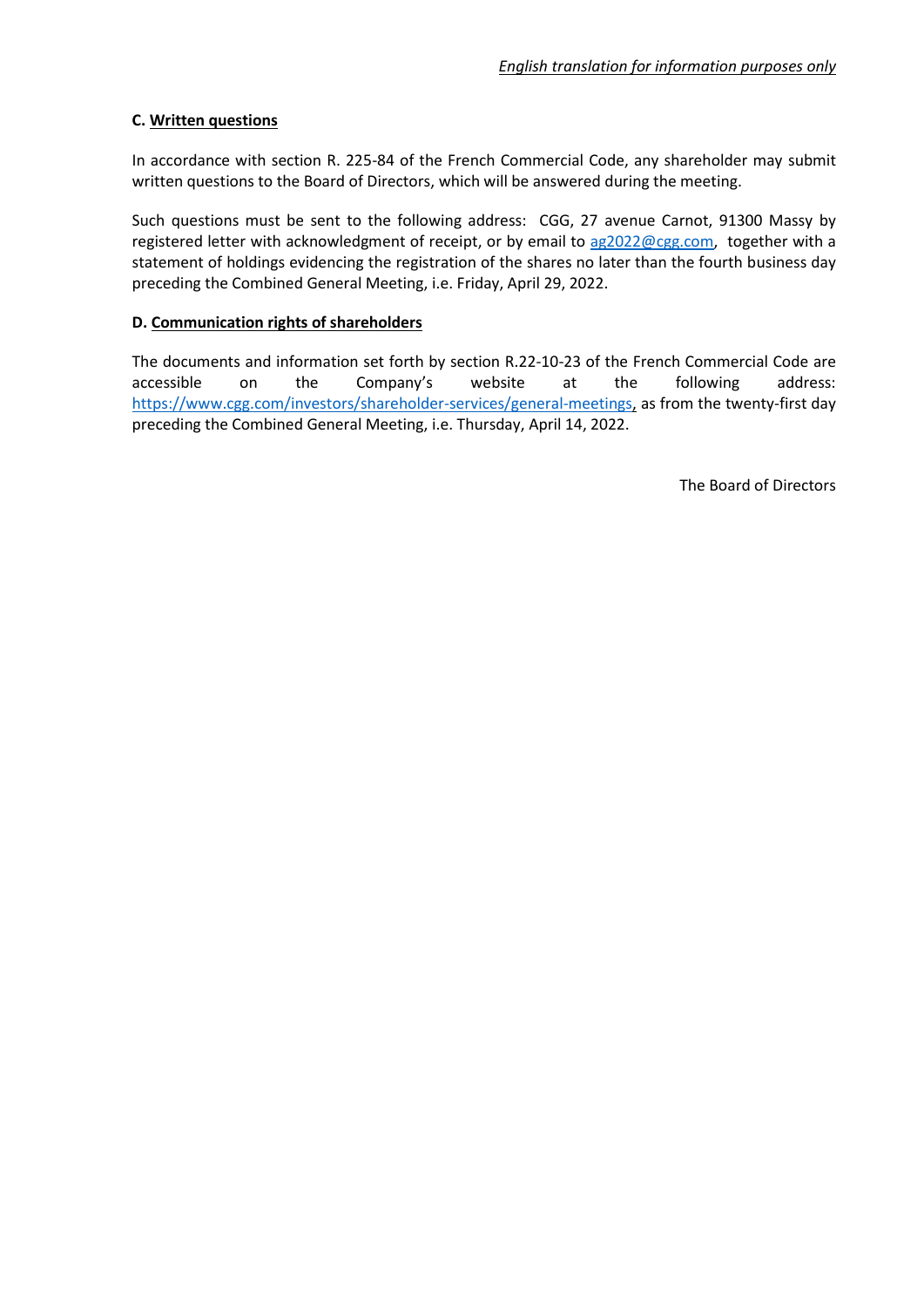*English translation for information purposes only*

**C. Written questions**

In accordance with section R. 225-84 of the French Commercial Code, any shareholder may submit written questions to the Board of Directors, which will be answered during the meeting.

Such questions must be sent to the following address: CGG, 27 avenue Carnot, 91300 Massy by registered letter with acknowledgment of receipt, or by email to ag2022@cgg.com, together with a statement of holdings evidencing the registration of the shares no later than the fourth business day preceding the Combined General Meeting, i.e. Friday, April 29, 2022.

**D. Communication rights of shareholders**

The documents and information set forth by section R.22-10-23 of the French Commercial Code are accessible on the Company's website at the following address: https://www.cgg.com/investors/shareholder-services/general-meetings, as from the twenty-first day preceding the Combined General Meeting, i.e. Thursday, April 14, 2022.

The Board of Directors